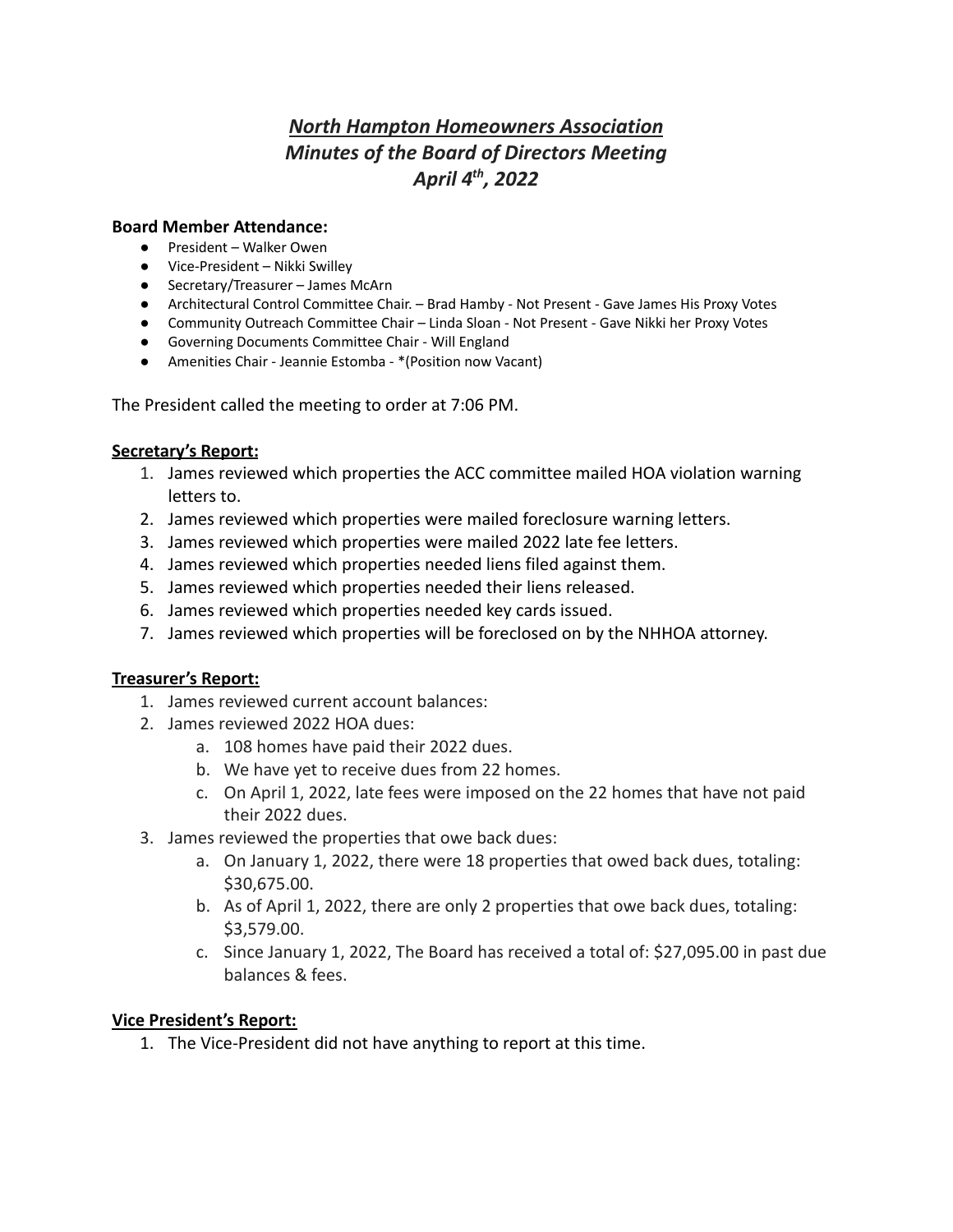# ***North Hampton Homeowners Association***
# ***Minutes of the Board of Directors Meeting***
# ***April 4th, 2022***

**Board Member Attendance:**

- President – Walker Owen
- Vice-President – Nikki Swilley
- Secretary/Treasurer – James McArn
- Architectural Control Committee Chair. – Brad Hamby - Not Present - Gave James His Proxy Votes
- Community Outreach Committee Chair – Linda Sloan - Not Present - Gave Nikki her Proxy Votes
- Governing Documents Committee Chair - Will England
- Amenities Chair - Jeannie Estomba - *(Position now Vacant)

The President called the meeting to order at 7:06 PM.

**Secretary's Report:**

1. James reviewed which properties the ACC committee mailed HOA violation warning letters to.
2. James reviewed which properties were mailed foreclosure warning letters.
3. James reviewed which properties were mailed 2022 late fee letters.
4. James reviewed which properties needed liens filed against them.
5. James reviewed which properties needed their liens released.
6. James reviewed which properties needed key cards issued.
7. James reviewed which properties will be foreclosed on by the NHHOA attorney.

**Treasurer's Report:**

1. James reviewed current account balances:
2. James reviewed 2022 HOA dues:
   a. 108 homes have paid their 2022 dues.
   b. We have yet to receive dues from 22 homes.
   c. On April 1, 2022, late fees were imposed on the 22 homes that have not paid their 2022 dues.
3. James reviewed the properties that owe back dues:
   a. On January 1, 2022, there were 18 properties that owed back dues, totaling: $30,675.00.
   b. As of April 1, 2022, there are only 2 properties that owe back dues, totaling: $3,579.00.
   c. Since January 1, 2022, The Board has received a total of: $27,095.00 in past due balances & fees.

**Vice President's Report:**

1. The Vice-President did not have anything to report at this time.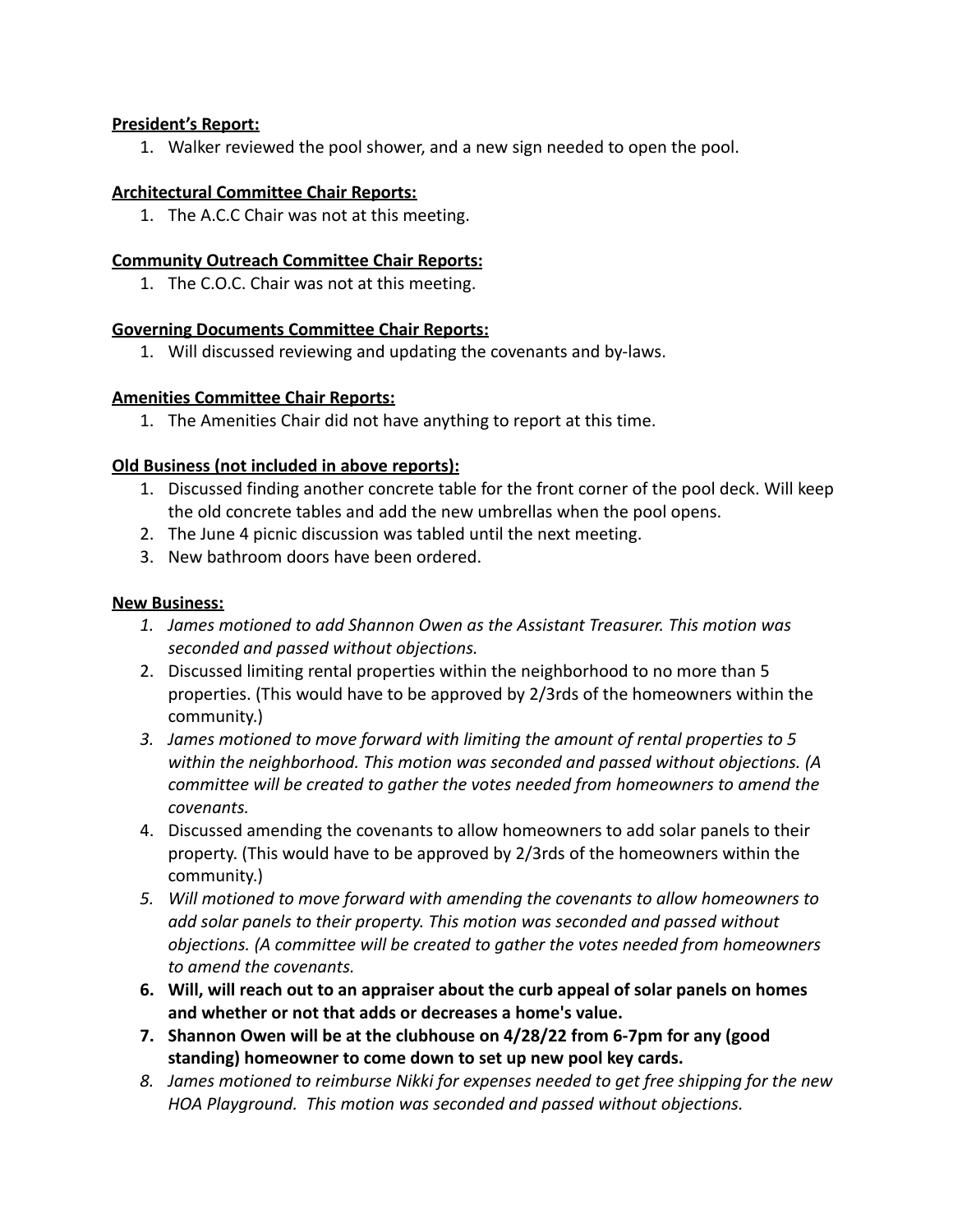**President's Report:**

1. Walker reviewed the pool shower, and a new sign needed to open the pool.

**Architectural Committee Chair Reports:**

1. The A.C.C Chair was not at this meeting.

**Community Outreach Committee Chair Reports:**

1. The C.O.C. Chair was not at this meeting.

**Governing Documents Committee Chair Reports:**

1. Will discussed reviewing and updating the covenants and by-laws.

**Amenities Committee Chair Reports:**

1. The Amenities Chair did not have anything to report at this time.

**Old Business (not included in above reports):**

1. Discussed finding another concrete table for the front corner of the pool deck. Will keep the old concrete tables and add the new umbrellas when the pool opens.
2. The June 4 picnic discussion was tabled until the next meeting.
3. New bathroom doors have been ordered.

**New Business:**

1. *James motioned to add Shannon Owen as the Assistant Treasurer. This motion was seconded and passed without objections.*
2. Discussed limiting rental properties within the neighborhood to no more than 5 properties. (This would have to be approved by 2/3rds of the homeowners within the community.)
3. *James motioned to move forward with limiting the amount of rental properties to 5 within the neighborhood. This motion was seconded and passed without objections. (A committee will be created to gather the votes needed from homeowners to amend the covenants.*
4. Discussed amending the covenants to allow homeowners to add solar panels to their property. (This would have to be approved by 2/3rds of the homeowners within the community.)
5. *Will motioned to move forward with amending the covenants to allow homeowners to add solar panels to their property. This motion was seconded and passed without objections. (A committee will be created to gather the votes needed from homeowners to amend the covenants.*
6. **Will, will reach out to an appraiser about the curb appeal of solar panels on homes and whether or not that adds or decreases a home's value.**
7. **Shannon Owen will be at the clubhouse on 4/28/22 from 6-7pm for any (good standing) homeowner to come down to set up new pool key cards.**
8. *James motioned to reimburse Nikki for expenses needed to get free shipping for the new HOA Playground. This motion was seconded and passed without objections.*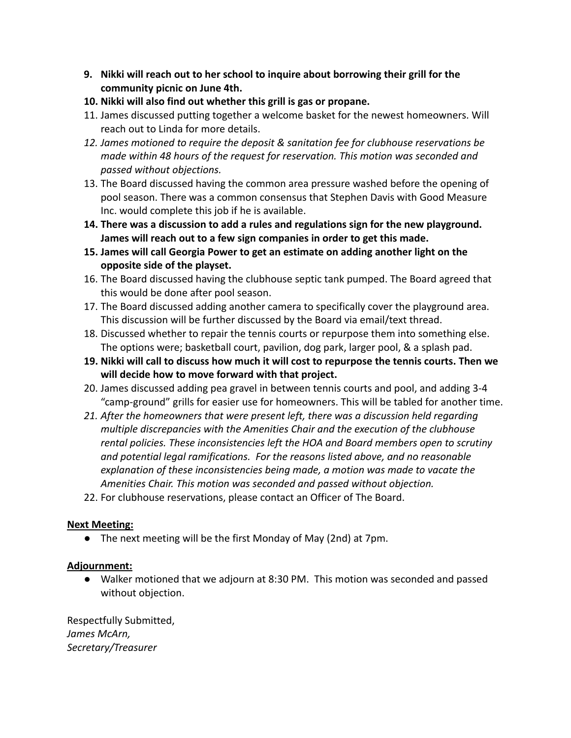9. **Nikki will reach out to her school to inquire about borrowing their grill for the community picnic on June 4th.**
10. **Nikki will also find out whether this grill is gas or propane.**
11. James discussed putting together a welcome basket for the newest homeowners. Will reach out to Linda for more details.
12. *James motioned to require the deposit & sanitation fee for clubhouse reservations be made within 48 hours of the request for reservation. This motion was seconded and passed without objections.*
13. The Board discussed having the common area pressure washed before the opening of pool season. There was a common consensus that Stephen Davis with Good Measure Inc. would complete this job if he is available.
14. **There was a discussion to add a rules and regulations sign for the new playground. James will reach out to a few sign companies in order to get this made.**
15. **James will call Georgia Power to get an estimate on adding another light on the opposite side of the playset.**
16. The Board discussed having the clubhouse septic tank pumped. The Board agreed that this would be done after pool season.
17. The Board discussed adding another camera to specifically cover the playground area. This discussion will be further discussed by the Board via email/text thread.
18. Discussed whether to repair the tennis courts or repurpose them into something else. The options were; basketball court, pavilion, dog park, larger pool, & a splash pad.
19. **Nikki will call to discuss how much it will cost to repurpose the tennis courts. Then we will decide how to move forward with that project.**
20. James discussed adding pea gravel in between tennis courts and pool, and adding 3-4 "camp-ground" grills for easier use for homeowners. This will be tabled for another time.
21. *After the homeowners that were present left, there was a discussion held regarding multiple discrepancies with the Amenities Chair and the execution of the clubhouse rental policies. These inconsistencies left the HOA and Board members open to scrutiny and potential legal ramifications. For the reasons listed above, and no reasonable explanation of these inconsistencies being made, a motion was made to vacate the Amenities Chair. This motion was seconded and passed without objection.*
22. For clubhouse reservations, please contact an Officer of The Board.

**Next Meeting:**

- The next meeting will be the first Monday of May (2nd) at 7pm.

**Adjournment:**

- Walker motioned that we adjourn at 8:30 PM. This motion was seconded and passed without objection.

Respectfully Submitted,
*James McArn,*
*Secretary/Treasurer*